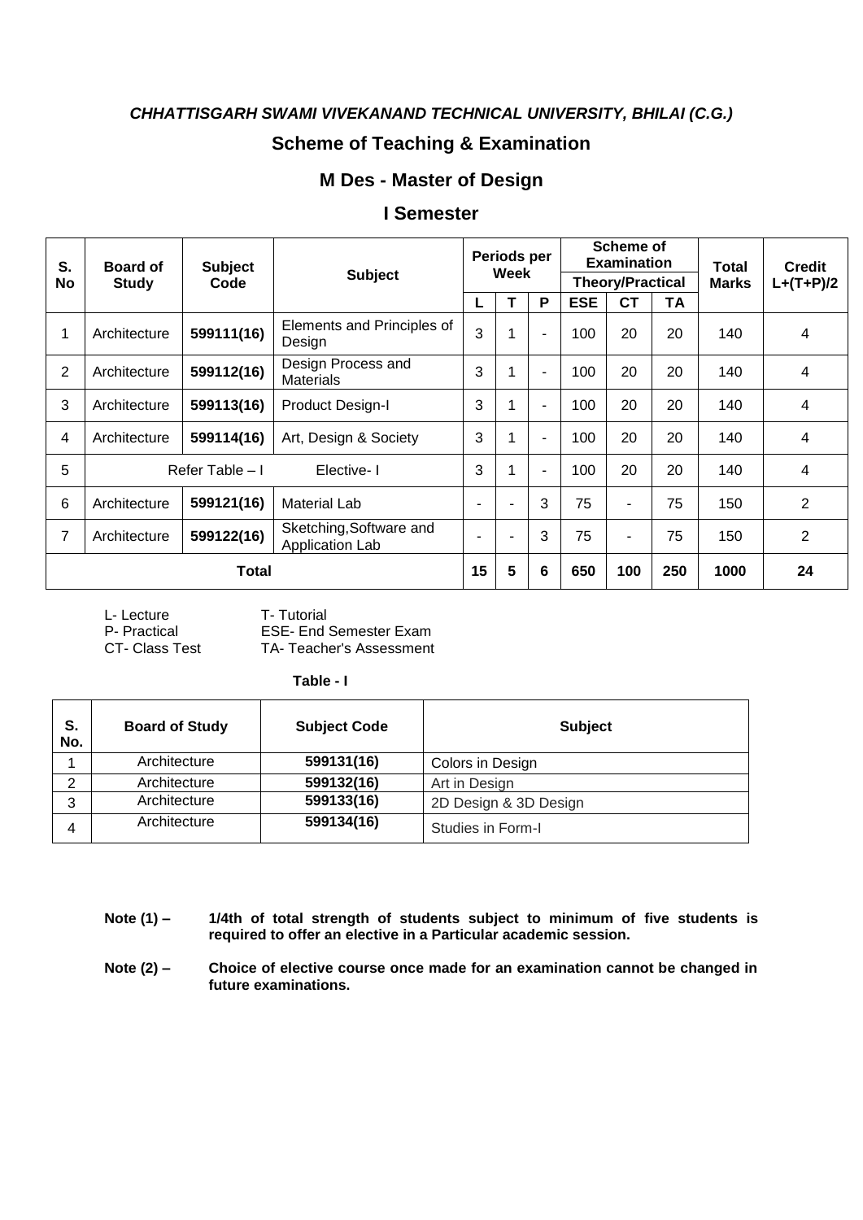***CHHATTISGARH SWAMI VIVEKANAND TECHNICAL UNIVERSITY, BHILAI (C.G.)***

## Scheme of Teaching & Examination

## M Des - Master of Design

## I Semester

| S. No | Board of Study | Subject Code | Subject | Periods per Week | | | Scheme of Examination | | | Total Marks | Credit L+(T+P)/2 |
|---|---|---|---|---|---|---|---|---|---|---|---|
| | | | | | | | Theory/Practical | | | | |
| | | | | L | T | P | ESE | CT | TA | | |
| 1 | Architecture | **599111(16)** | Elements and Principles of Design | 3 | 1 | - | 100 | 20 | 20 | 140 | 4 |
| 2 | Architecture | **599112(16)** | Design Process and Materials | 3 | 1 | - | 100 | 20 | 20 | 140 | 4 |
| 3 | Architecture | **599113(16)** | Product Design-I | 3 | 1 | - | 100 | 20 | 20 | 140 | 4 |
| 4 | Architecture | **599114(16)** | Art, Design & Society | 3 | 1 | - | 100 | 20 | 20 | 140 | 4 |
| 5 | Refer Table – I | | Elective- I | 3 | 1 | - | 100 | 20 | 20 | 140 | 4 |
| 6 | Architecture | **599121(16)** | Material Lab | - | - | 3 | 75 | - | 75 | 150 | 2 |
| 7 | Architecture | **599122(16)** | Sketching,Software and Application Lab | - | - | 3 | 75 | - | 75 | 150 | 2 |
| **Total** | | | | **15** | **5** | **6** | **650** | **100** | **250** | **1000** | **24** |

L- Lecture T- Tutorial
P- Practical ESE- End Semester Exam
CT- Class Test TA- Teacher's Assessment

**Table - I**

| S. No. | Board of Study | Subject Code | Subject |
|---|---|---|---|
| 1 | Architecture | **599131(16)** | Colors in Design |
| 2 | Architecture | **599132(16)** | Art in Design |
| 3 | Architecture | **599133(16)** | 2D Design & 3D Design |
| 4 | Architecture | **599134(16)** | Studies in Form-I |

**Note (1) – 1/4th of total strength of students subject to minimum of five students is required to offer an elective in a Particular academic session.**

**Note (2) – Choice of elective course once made for an examination cannot be changed in future examinations.**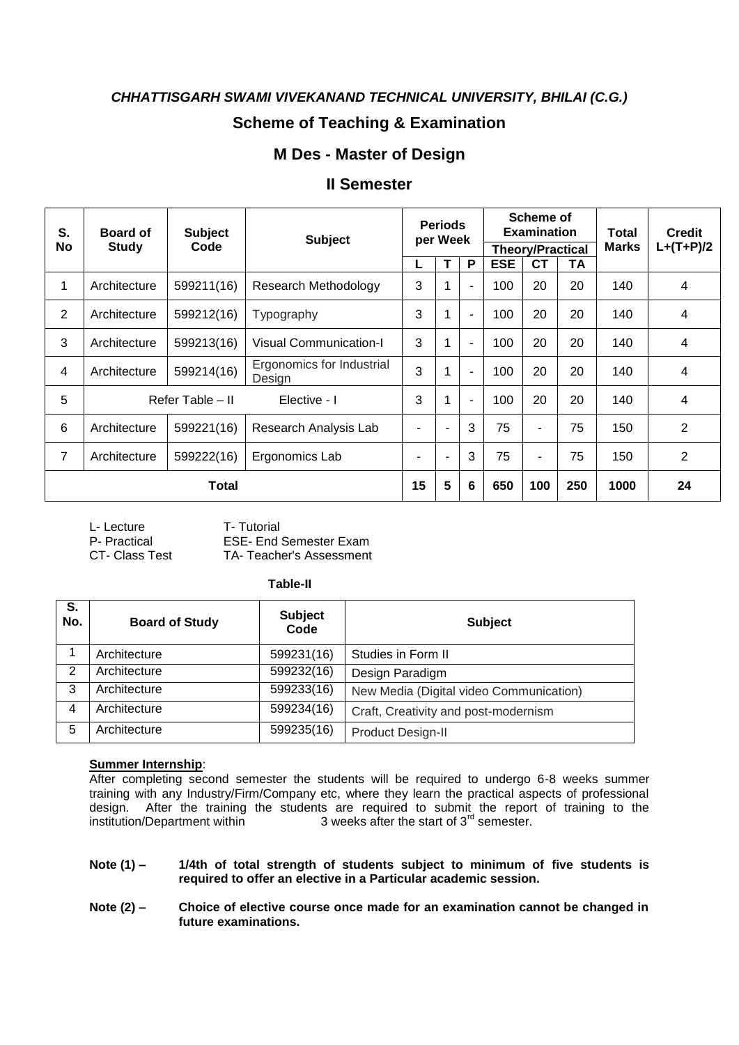***CHHATTISGARH SWAMI VIVEKANAND TECHNICAL UNIVERSITY, BHILAI (C.G.)***

## Scheme of Teaching & Examination

## M Des - Master of Design

## II Semester

| S. No | Board of Study | Subject Code | Subject | Periods per Week | | | Scheme of Examination | | | Total Marks | Credit L+(T+P)/2 |
|---|---|---|---|---|---|---|---|---|---|---|---|
| | | | | | | | Theory/Practical | | | | |
| | | | | L | T | P | ESE | CT | TA | | |
| 1 | Architecture | 599211(16) | Research Methodology | 3 | 1 | - | 100 | 20 | 20 | 140 | 4 |
| 2 | Architecture | 599212(16) | Typography | 3 | 1 | - | 100 | 20 | 20 | 140 | 4 |
| 3 | Architecture | 599213(16) | Visual Communication-I | 3 | 1 | - | 100 | 20 | 20 | 140 | 4 |
| 4 | Architecture | 599214(16) | Ergonomics for Industrial Design | 3 | 1 | - | 100 | 20 | 20 | 140 | 4 |
| 5 | Refer Table – II | | Elective - I | 3 | 1 | - | 100 | 20 | 20 | 140 | 4 |
| 6 | Architecture | 599221(16) | Research Analysis Lab | - | - | 3 | 75 | - | 75 | 150 | 2 |
| 7 | Architecture | 599222(16) | Ergonomics Lab | - | - | 3 | 75 | - | 75 | 150 | 2 |
| **Total** | | | | **15** | **5** | **6** | **650** | **100** | **250** | **1000** | **24** |

L- Lecture T- Tutorial
P- Practical ESE- End Semester Exam
CT- Class Test TA- Teacher's Assessment

**Table-II**

| S. No. | Board of Study | Subject Code | Subject |
|---|---|---|---|
| 1 | Architecture | 599231(16) | Studies in Form II |
| 2 | Architecture | 599232(16) | Design Paradigm |
| 3 | Architecture | 599233(16) | New Media (Digital video Communication) |
| 4 | Architecture | 599234(16) | Craft, Creativity and post-modernism |
| 5 | Architecture | 599235(16) | Product Design-II |

**Summer Internship**:
After completing second semester the students will be required to undergo 6-8 weeks summer training with any Industry/Firm/Company etc, where they learn the practical aspects of professional design. After the training the students are required to submit the report of training to the institution/Department within 3 weeks after the start of 3rd semester.

**Note (1) – 1/4th of total strength of students subject to minimum of five students is required to offer an elective in a Particular academic session.**

**Note (2) – Choice of elective course once made for an examination cannot be changed in future examinations.**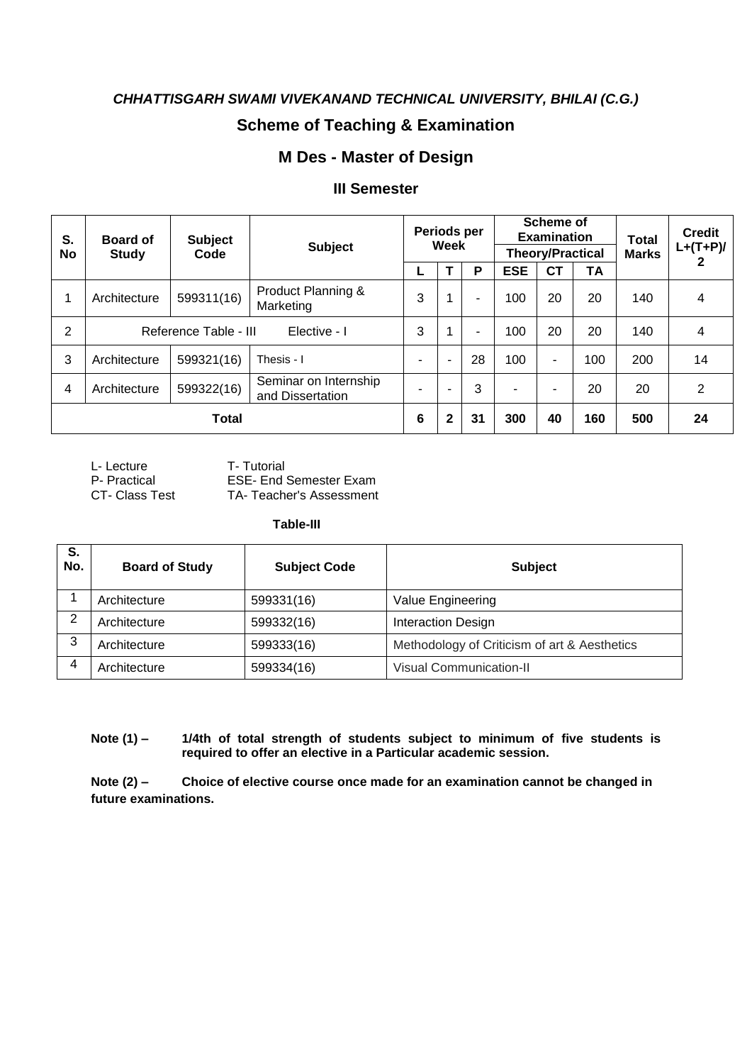***CHHATTISGARH SWAMI VIVEKANAND TECHNICAL UNIVERSITY, BHILAI (C.G.)***

## Scheme of Teaching & Examination

## M Des - Master of Design

### III Semester

| S. No | Board of Study | Subject Code | Subject | Periods per Week | | | Scheme of Examination | | | Total Marks | Credit L+(T+P)/2 |
|---|---|---|---|---|---|---|---|---|---|---|---|
| | | | | | | | Theory/Practical | | | | |
| | | | | L | T | P | ESE | CT | TA | | |
| 1 | Architecture | 599311(16) | Product Planning & Marketing | 3 | 1 | - | 100 | 20 | 20 | 140 | 4 |
| 2 | Reference Table - III | | Elective - I | 3 | 1 | - | 100 | 20 | 20 | 140 | 4 |
| 3 | Architecture | 599321(16) | Thesis - I | - | - | 28 | 100 | - | 100 | 200 | 14 |
| 4 | Architecture | 599322(16) | Seminar on Internship and Dissertation | - | - | 3 | - | - | 20 | 20 | 2 |
| **Total** | | | | **6** | **2** | **31** | **300** | **40** | **160** | **500** | **24** |

L- Lecture — T- Tutorial
P- Practical — ESE- End Semester Exam
CT- Class Test — TA- Teacher's Assessment

**Table-III**

| S. No. | Board of Study | Subject Code | Subject |
|---|---|---|---|
| 1 | Architecture | 599331(16) | Value Engineering |
| 2 | Architecture | 599332(16) | Interaction Design |
| 3 | Architecture | 599333(16) | Methodology of Criticism of art & Aesthetics |
| 4 | Architecture | 599334(16) | Visual Communication-II |

**Note (1) – 1/4th of total strength of students subject to minimum of five students is required to offer an elective in a Particular academic session.**

**Note (2) – Choice of elective course once made for an examination cannot be changed in future examinations.**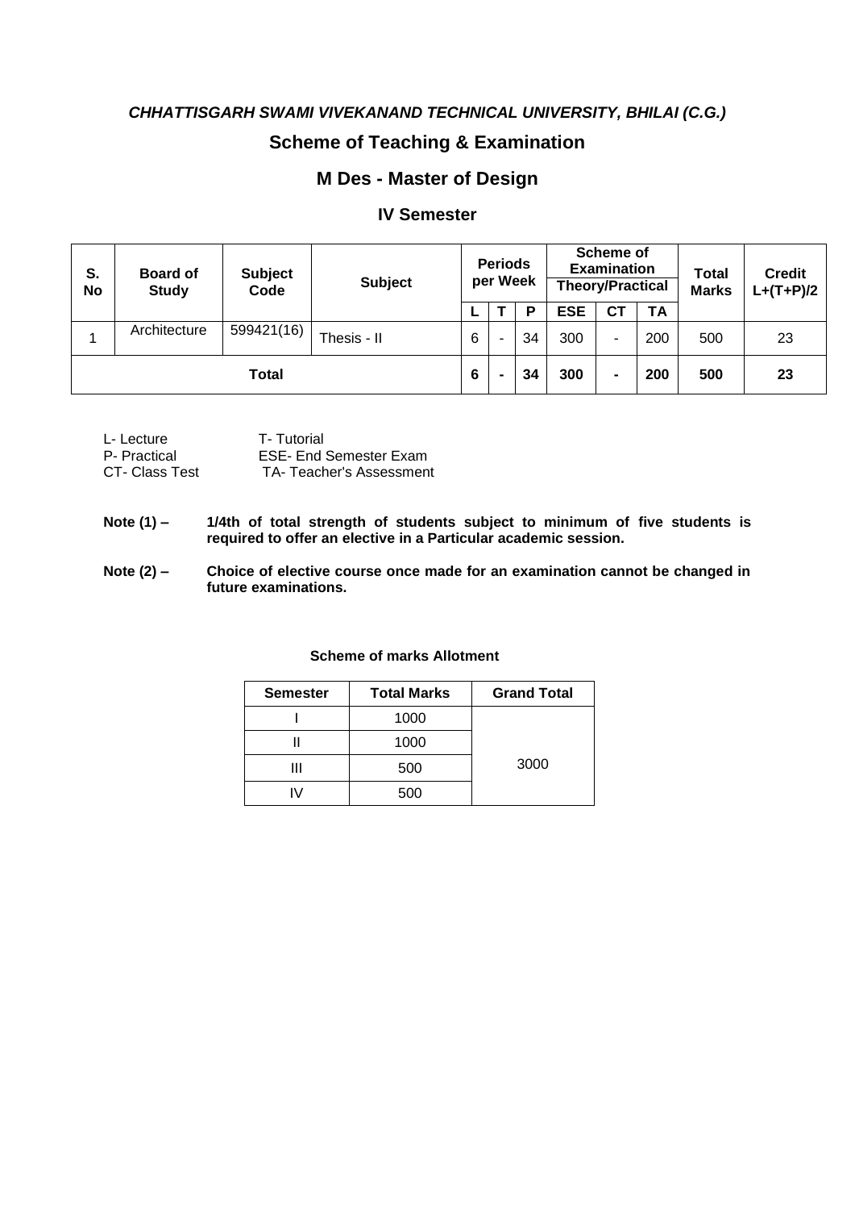***CHHATTISGARH SWAMI VIVEKANAND TECHNICAL UNIVERSITY, BHILAI (C.G.)***

## Scheme of Teaching & Examination

## M Des - Master of Design

### IV Semester

| S. No | Board of Study | Subject Code | Subject | Periods per Week | | | Scheme of Examination Theory/Practical | | | Total Marks | Credit L+(T+P)/2 |
|---|---|---|---|---|---|---|---|---|---|---|---|
| | | | | L | T | P | ESE | CT | TA | | |
| 1 | Architecture | 599421(16) | Thesis - II | 6 | - | 34 | 300 | - | 200 | 500 | 23 |
| **Total** | | | | **6** | **-** | **34** | **300** | **-** | **200** | **500** | **23** |

L- Lecture T- Tutorial
P- Practical ESE- End Semester Exam
CT- Class Test TA- Teacher's Assessment

**Note (1) – 1/4th of total strength of students subject to minimum of five students is required to offer an elective in a Particular academic session.**

**Note (2) – Choice of elective course once made for an examination cannot be changed in future examinations.**

**Scheme of marks Allotment**

| Semester | Total Marks | Grand Total |
|---|---|---|
| I | 1000 | 3000 |
| II | 1000 | |
| III | 500 | |
| IV | 500 | |